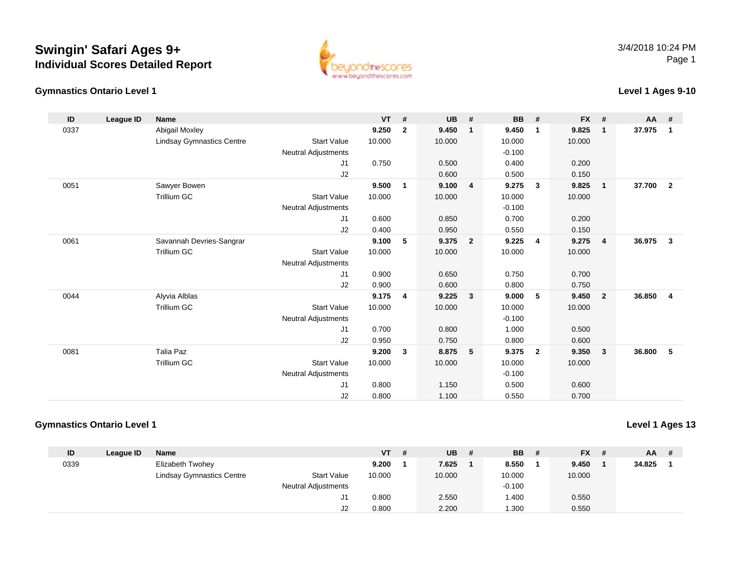# Swingin' Safari Ages 9+

## Individual Scores Detailed Report

3/4/2018 10:24 PM

### Gymnastics Ontario Level 1

**Level 1 Ages 9-10**

| ID | League ID | Name | | VT | # | UB | # | BB | # | FX | # | AA | # |
|---|---|---|---|---|---|---|---|---|---|---|---|---|---|
| 0337 | | Abigail Moxley | | **9.250** | **2** | **9.450** | **1** | **9.450** | **1** | **9.825** | **1** | **37.975** | **1** |
| | | Lindsay Gymnastics Centre | Start Value | 10.000 | | 10.000 | | 10.000 | | 10.000 | | | |
| | | | Neutral Adjustments | | | | | -0.100 | | | | | |
| | | | J1 | 0.750 | | 0.500 | | 0.400 | | 0.200 | | | |
| | | | J2 | | | 0.600 | | 0.500 | | 0.150 | | | |
| 0051 | | Sawyer Bowen | | **9.500** | **1** | **9.100** | **4** | **9.275** | **3** | **9.825** | **1** | **37.700** | **2** |
| | | Trillium GC | Start Value | 10.000 | | 10.000 | | 10.000 | | 10.000 | | | |
| | | | Neutral Adjustments | | | | | -0.100 | | | | | |
| | | | J1 | 0.600 | | 0.850 | | 0.700 | | 0.200 | | | |
| | | | J2 | 0.400 | | 0.950 | | 0.550 | | 0.150 | | | |
| 0061 | | Savannah Devries-Sangrar | | **9.100** | **5** | **9.375** | **2** | **9.225** | **4** | **9.275** | **4** | **36.975** | **3** |
| | | Trillium GC | Start Value | 10.000 | | 10.000 | | 10.000 | | 10.000 | | | |
| | | | Neutral Adjustments | | | | | | | | | | |
| | | | J1 | 0.900 | | 0.650 | | 0.750 | | 0.700 | | | |
| | | | J2 | 0.900 | | 0.600 | | 0.800 | | 0.750 | | | |
| 0044 | | Alyvia Alblas | | **9.175** | **4** | **9.225** | **3** | **9.000** | **5** | **9.450** | **2** | **36.850** | **4** |
| | | Trillium GC | Start Value | 10.000 | | 10.000 | | 10.000 | | 10.000 | | | |
| | | | Neutral Adjustments | | | | | -0.100 | | | | | |
| | | | J1 | 0.700 | | 0.800 | | 1.000 | | 0.500 | | | |
| | | | J2 | 0.950 | | 0.750 | | 0.800 | | 0.600 | | | |
| 0081 | | Talia Paz | | **9.200** | **3** | **8.875** | **5** | **9.375** | **2** | **9.350** | **3** | **36.800** | **5** |
| | | Trillium GC | Start Value | 10.000 | | 10.000 | | 10.000 | | 10.000 | | | |
| | | | Neutral Adjustments | | | | | -0.100 | | | | | |
| | | | J1 | 0.800 | | 1.150 | | 0.500 | | 0.600 | | | |
| | | | J2 | 0.800 | | 1.100 | | 0.550 | | 0.700 | | | |

### Gymnastics Ontario Level 1

**Level 1 Ages 13**

| ID | League ID | Name | | VT | # | UB | # | BB | # | FX | # | AA | # |
|---|---|---|---|---|---|---|---|---|---|---|---|---|---|
| 0339 | | Elizabeth Twohey | | **9.200** | **1** | **7.625** | **1** | **8.550** | **1** | **9.450** | **1** | **34.825** | **1** |
| | | Lindsay Gymnastics Centre | Start Value | 10.000 | | 10.000 | | 10.000 | | 10.000 | | | |
| | | | Neutral Adjustments | | | | | -0.100 | | | | | |
| | | | J1 | 0.800 | | 2.550 | | 1.400 | | 0.550 | | | |
| | | | J2 | 0.800 | | 2.200 | | 1.300 | | 0.550 | | | |